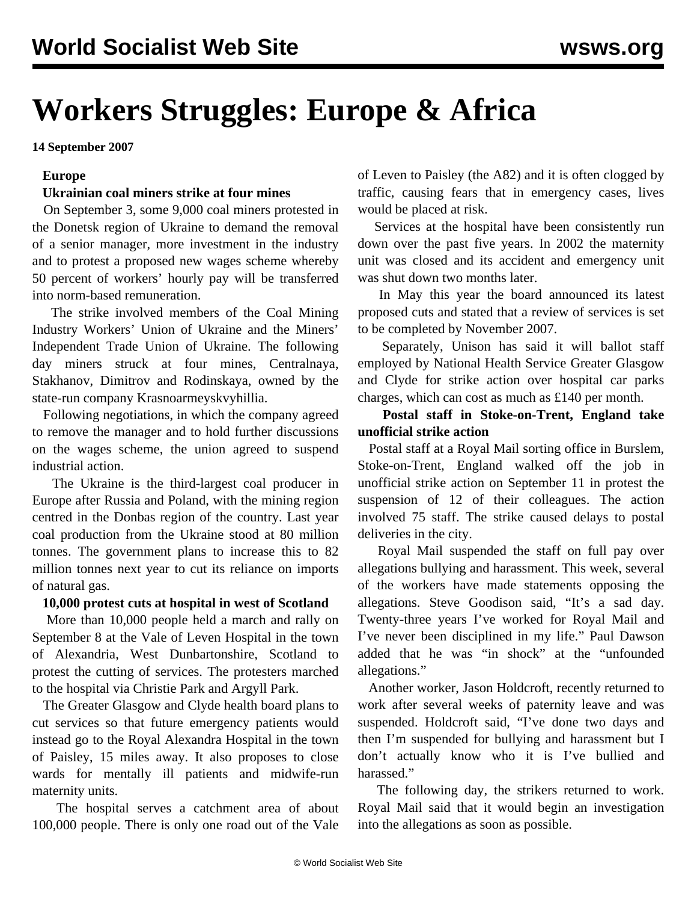# Workers Struggles: Europe & Africa

**14 September 2007**

## Europe

### Ukrainian coal miners strike at four mines

On September 3, some 9,000 coal miners protested in the Donetsk region of Ukraine to demand the removal of a senior manager, more investment in the industry and to protest a proposed new wages scheme whereby 50 percent of workers' hourly pay will be transferred into norm-based remuneration.

The strike involved members of the Coal Mining Industry Workers' Union of Ukraine and the Miners' Independent Trade Union of Ukraine. The following day miners struck at four mines, Centralnaya, Stakhanov, Dimitrov and Rodinskaya, owned by the state-run company Krasnoarmeyskvyhillia.

Following negotiations, in which the company agreed to remove the manager and to hold further discussions on the wages scheme, the union agreed to suspend industrial action.

The Ukraine is the third-largest coal producer in Europe after Russia and Poland, with the mining region centred in the Donbas region of the country. Last year coal production from the Ukraine stood at 80 million tonnes. The government plans to increase this to 82 million tonnes next year to cut its reliance on imports of natural gas.

### 10,000 protest cuts at hospital in west of Scotland

More than 10,000 people held a march and rally on September 8 at the Vale of Leven Hospital in the town of Alexandria, West Dunbartonshire, Scotland to protest the cutting of services. The protesters marched to the hospital via Christie Park and Argyll Park.

The Greater Glasgow and Clyde health board plans to cut services so that future emergency patients would instead go to the Royal Alexandra Hospital in the town of Paisley, 15 miles away. It also proposes to close wards for mentally ill patients and midwife-run maternity units.

The hospital serves a catchment area of about 100,000 people. There is only one road out of the Vale of Leven to Paisley (the A82) and it is often clogged by traffic, causing fears that in emergency cases, lives would be placed at risk.

Services at the hospital have been consistently run down over the past five years. In 2002 the maternity unit was closed and its accident and emergency unit was shut down two months later.

In May this year the board announced its latest proposed cuts and stated that a review of services is set to be completed by November 2007.

Separately, Unison has said it will ballot staff employed by National Health Service Greater Glasgow and Clyde for strike action over hospital car parks charges, which can cost as much as £140 per month.

### Postal staff in Stoke-on-Trent, England take unofficial strike action

Postal staff at a Royal Mail sorting office in Burslem, Stoke-on-Trent, England walked off the job in unofficial strike action on September 11 in protest the suspension of 12 of their colleagues. The action involved 75 staff. The strike caused delays to postal deliveries in the city.

Royal Mail suspended the staff on full pay over allegations bullying and harassment. This week, several of the workers have made statements opposing the allegations. Steve Goodison said, "It's a sad day. Twenty-three years I've worked for Royal Mail and I've never been disciplined in my life." Paul Dawson added that he was "in shock" at the "unfounded allegations."

Another worker, Jason Holdcroft, recently returned to work after several weeks of paternity leave and was suspended. Holdcroft said, "I've done two days and then I'm suspended for bullying and harassment but I don't actually know who it is I've bullied and harassed."

The following day, the strikers returned to work. Royal Mail said that it would begin an investigation into the allegations as soon as possible.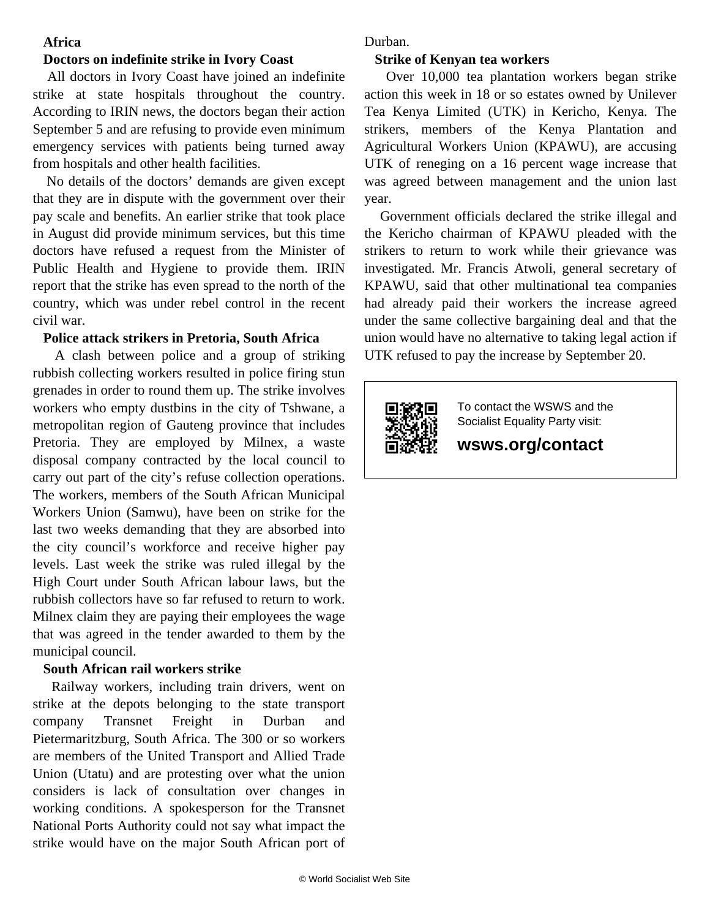## Africa

### Doctors on indefinite strike in Ivory Coast

All doctors in Ivory Coast have joined an indefinite strike at state hospitals throughout the country. According to IRIN news, the doctors began their action September 5 and are refusing to provide even minimum emergency services with patients being turned away from hospitals and other health facilities.

No details of the doctors' demands are given except that they are in dispute with the government over their pay scale and benefits. An earlier strike that took place in August did provide minimum services, but this time doctors have refused a request from the Minister of Public Health and Hygiene to provide them. IRIN report that the strike has even spread to the north of the country, which was under rebel control in the recent civil war.

### Police attack strikers in Pretoria, South Africa

A clash between police and a group of striking rubbish collecting workers resulted in police firing stun grenades in order to round them up. The strike involves workers who empty dustbins in the city of Tshwane, a metropolitan region of Gauteng province that includes Pretoria. They are employed by Milnex, a waste disposal company contracted by the local council to carry out part of the city's refuse collection operations. The workers, members of the South African Municipal Workers Union (Samwu), have been on strike for the last two weeks demanding that they are absorbed into the city council's workforce and receive higher pay levels. Last week the strike was ruled illegal by the High Court under South African labour laws, but the rubbish collectors have so far refused to return to work. Milnex claim they are paying their employees the wage that was agreed in the tender awarded to them by the municipal council.

### South African rail workers strike

Railway workers, including train drivers, went on strike at the depots belonging to the state transport company Transnet Freight in Durban and Pietermaritzburg, South Africa. The 300 or so workers are members of the United Transport and Allied Trade Union (Utatu) and are protesting over what the union considers is lack of consultation over changes in working conditions. A spokesperson for the Transnet National Ports Authority could not say what impact the strike would have on the major South African port of Durban.

### Strike of Kenyan tea workers

Over 10,000 tea plantation workers began strike action this week in 18 or so estates owned by Unilever Tea Kenya Limited (UTK) in Kericho, Kenya. The strikers, members of the Kenya Plantation and Agricultural Workers Union (KPAWU), are accusing UTK of reneging on a 16 percent wage increase that was agreed between management and the union last year.

Government officials declared the strike illegal and the Kericho chairman of KPAWU pleaded with the strikers to return to work while their grievance was investigated. Mr. Francis Atwoli, general secretary of KPAWU, said that other multinational tea companies had already paid their workers the increase agreed under the same collective bargaining deal and that the union would have no alternative to taking legal action if UTK refused to pay the increase by September 20.

To contact the WSWS and the Socialist Equality Party visit:

**wsws.org/contact**